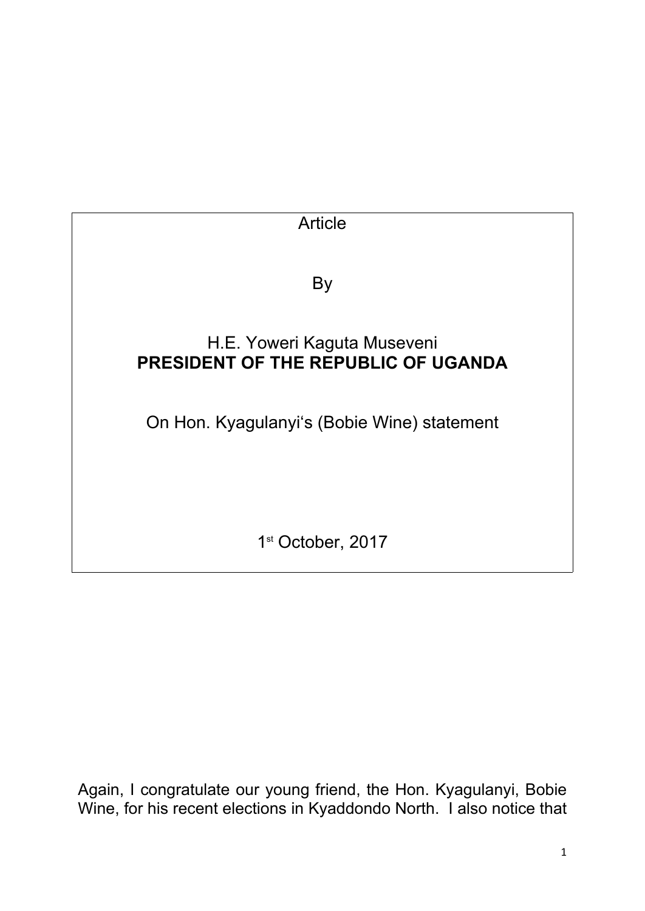Article

By

H.E. Yoweri Kaguta Museveni
**PRESIDENT OF THE REPUBLIC OF UGANDA**

On Hon. Kyagulanyi's (Bobie Wine) statement

1st October, 2017

Again, I congratulate our young friend, the Hon. Kyagulanyi, Bobie Wine, for his recent elections in Kyaddondo North. I also notice that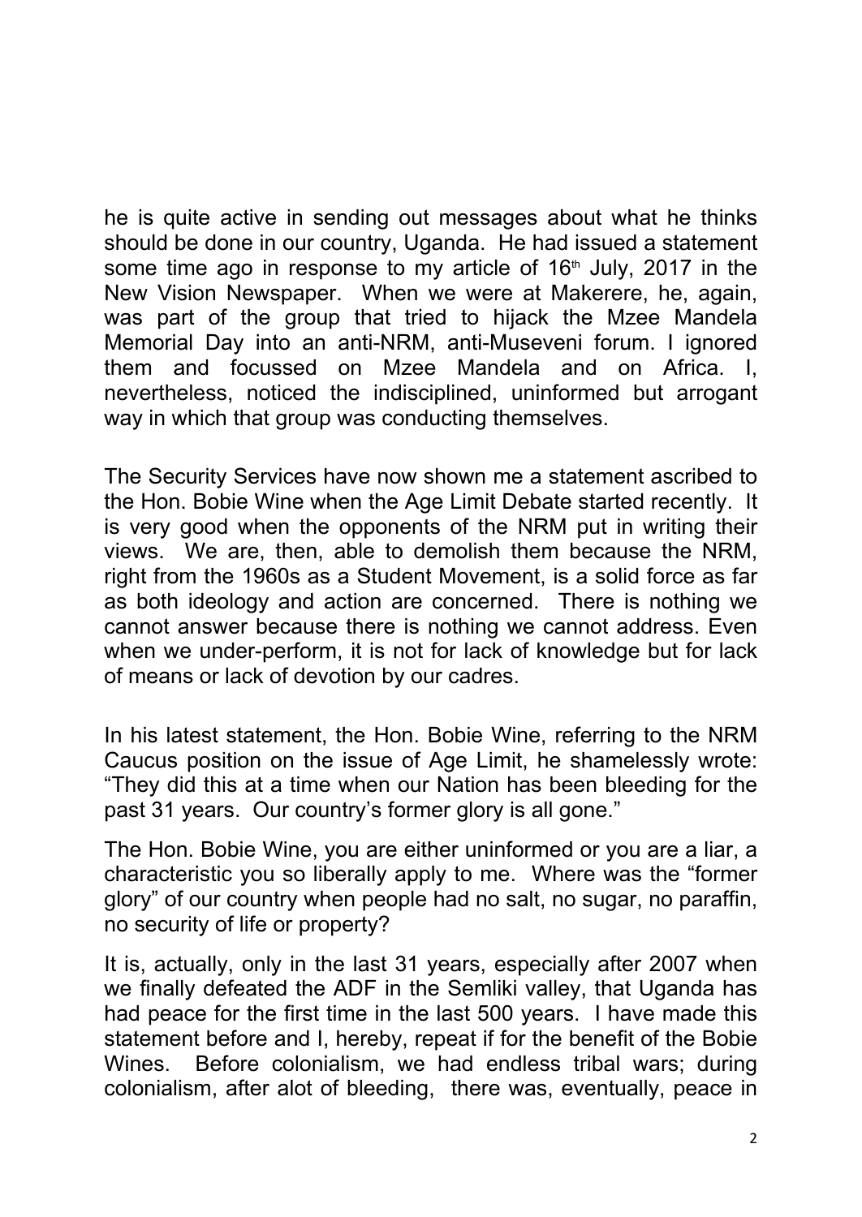he is quite active in sending out messages about what he thinks should be done in our country, Uganda. He had issued a statement some time ago in response to my article of 16th July, 2017 in the New Vision Newspaper. When we were at Makerere, he, again, was part of the group that tried to hijack the Mzee Mandela Memorial Day into an anti-NRM, anti-Museveni forum. I ignored them and focussed on Mzee Mandela and on Africa. I, nevertheless, noticed the indisciplined, uninformed but arrogant way in which that group was conducting themselves.

The Security Services have now shown me a statement ascribed to the Hon. Bobie Wine when the Age Limit Debate started recently. It is very good when the opponents of the NRM put in writing their views. We are, then, able to demolish them because the NRM, right from the 1960s as a Student Movement, is a solid force as far as both ideology and action are concerned. There is nothing we cannot answer because there is nothing we cannot address. Even when we under-perform, it is not for lack of knowledge but for lack of means or lack of devotion by our cadres.

In his latest statement, the Hon. Bobie Wine, referring to the NRM Caucus position on the issue of Age Limit, he shamelessly wrote: "They did this at a time when our Nation has been bleeding for the past 31 years. Our country's former glory is all gone."

The Hon. Bobie Wine, you are either uninformed or you are a liar, a characteristic you so liberally apply to me. Where was the "former glory" of our country when people had no salt, no sugar, no paraffin, no security of life or property?

It is, actually, only in the last 31 years, especially after 2007 when we finally defeated the ADF in the Semliki valley, that Uganda has had peace for the first time in the last 500 years. I have made this statement before and I, hereby, repeat if for the benefit of the Bobie Wines. Before colonialism, we had endless tribal wars; during colonialism, after alot of bleeding, there was, eventually, peace in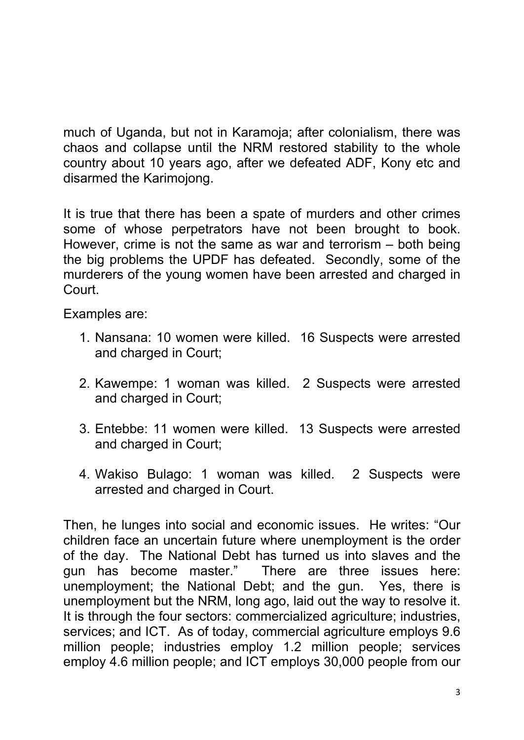much of Uganda, but not in Karamoja; after colonialism, there was chaos and collapse until the NRM restored stability to the whole country about 10 years ago, after we defeated ADF, Kony etc and disarmed the Karimojong.

It is true that there has been a spate of murders and other crimes some of whose perpetrators have not been brought to book. However, crime is not the same as war and terrorism – both being the big problems the UPDF has defeated. Secondly, some of the murderers of the young women have been arrested and charged in Court.

Examples are:

1. Nansana: 10 women were killed. 16 Suspects were arrested and charged in Court;

2. Kawempe: 1 woman was killed. 2 Suspects were arrested and charged in Court;

3. Entebbe: 11 women were killed. 13 Suspects were arrested and charged in Court;

4. Wakiso Bulago: 1 woman was killed. 2 Suspects were arrested and charged in Court.

Then, he lunges into social and economic issues. He writes: "Our children face an uncertain future where unemployment is the order of the day. The National Debt has turned us into slaves and the gun has become master." There are three issues here: unemployment; the National Debt; and the gun. Yes, there is unemployment but the NRM, long ago, laid out the way to resolve it. It is through the four sectors: commercialized agriculture; industries, services; and ICT. As of today, commercial agriculture employs 9.6 million people; industries employ 1.2 million people; services employ 4.6 million people; and ICT employs 30,000 people from our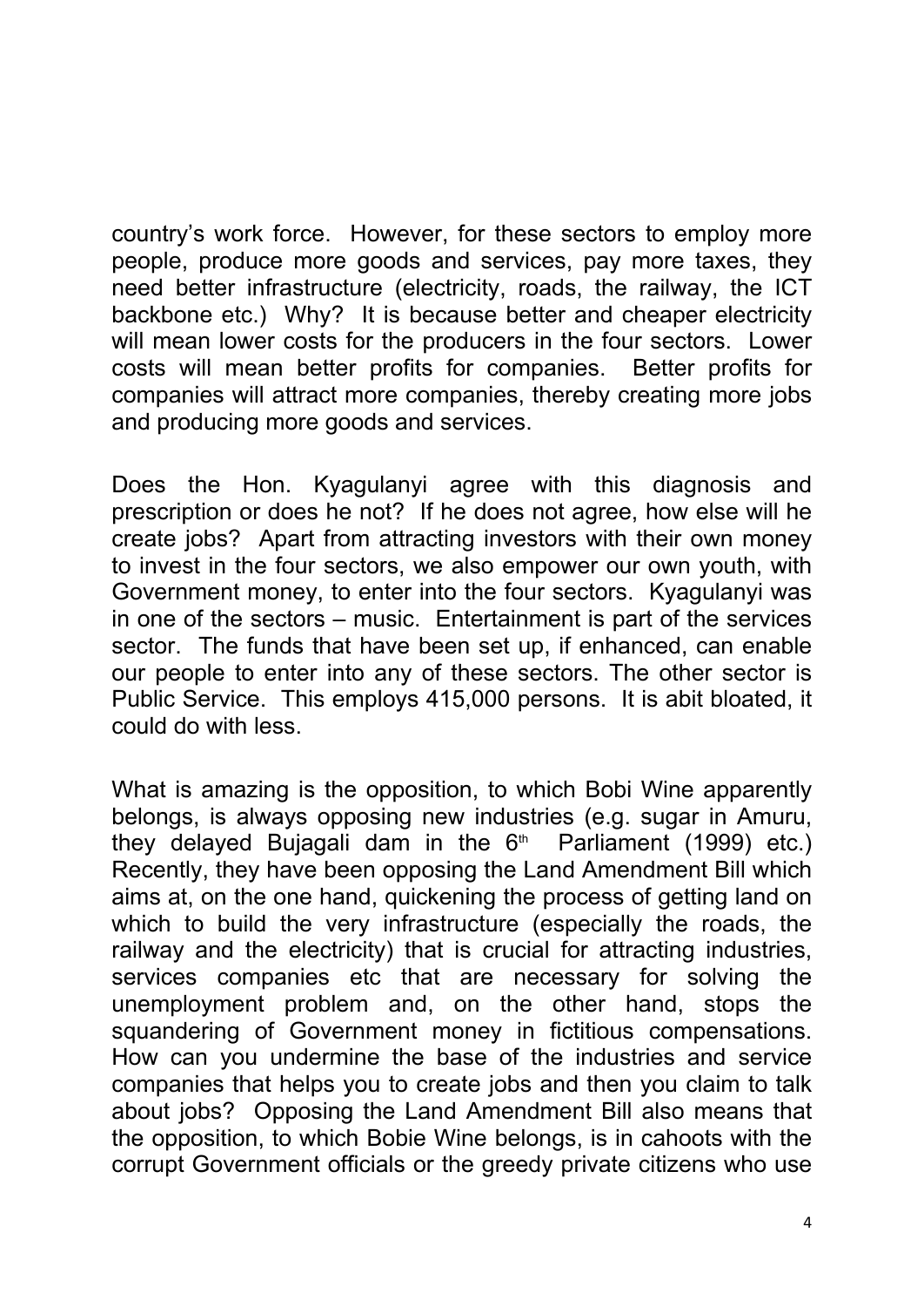country's work force. However, for these sectors to employ more people, produce more goods and services, pay more taxes, they need better infrastructure (electricity, roads, the railway, the ICT backbone etc.) Why? It is because better and cheaper electricity will mean lower costs for the producers in the four sectors. Lower costs will mean better profits for companies. Better profits for companies will attract more companies, thereby creating more jobs and producing more goods and services.

Does the Hon. Kyagulanyi agree with this diagnosis and prescription or does he not? If he does not agree, how else will he create jobs? Apart from attracting investors with their own money to invest in the four sectors, we also empower our own youth, with Government money, to enter into the four sectors. Kyagulanyi was in one of the sectors – music. Entertainment is part of the services sector. The funds that have been set up, if enhanced, can enable our people to enter into any of these sectors. The other sector is Public Service. This employs 415,000 persons. It is abit bloated, it could do with less.

What is amazing is the opposition, to which Bobi Wine apparently belongs, is always opposing new industries (e.g. sugar in Amuru, they delayed Bujagali dam in the 6th Parliament (1999) etc.) Recently, they have been opposing the Land Amendment Bill which aims at, on the one hand, quickening the process of getting land on which to build the very infrastructure (especially the roads, the railway and the electricity) that is crucial for attracting industries, services companies etc that are necessary for solving the unemployment problem and, on the other hand, stops the squandering of Government money in fictitious compensations. How can you undermine the base of the industries and service companies that helps you to create jobs and then you claim to talk about jobs? Opposing the Land Amendment Bill also means that the opposition, to which Bobie Wine belongs, is in cahoots with the corrupt Government officials or the greedy private citizens who use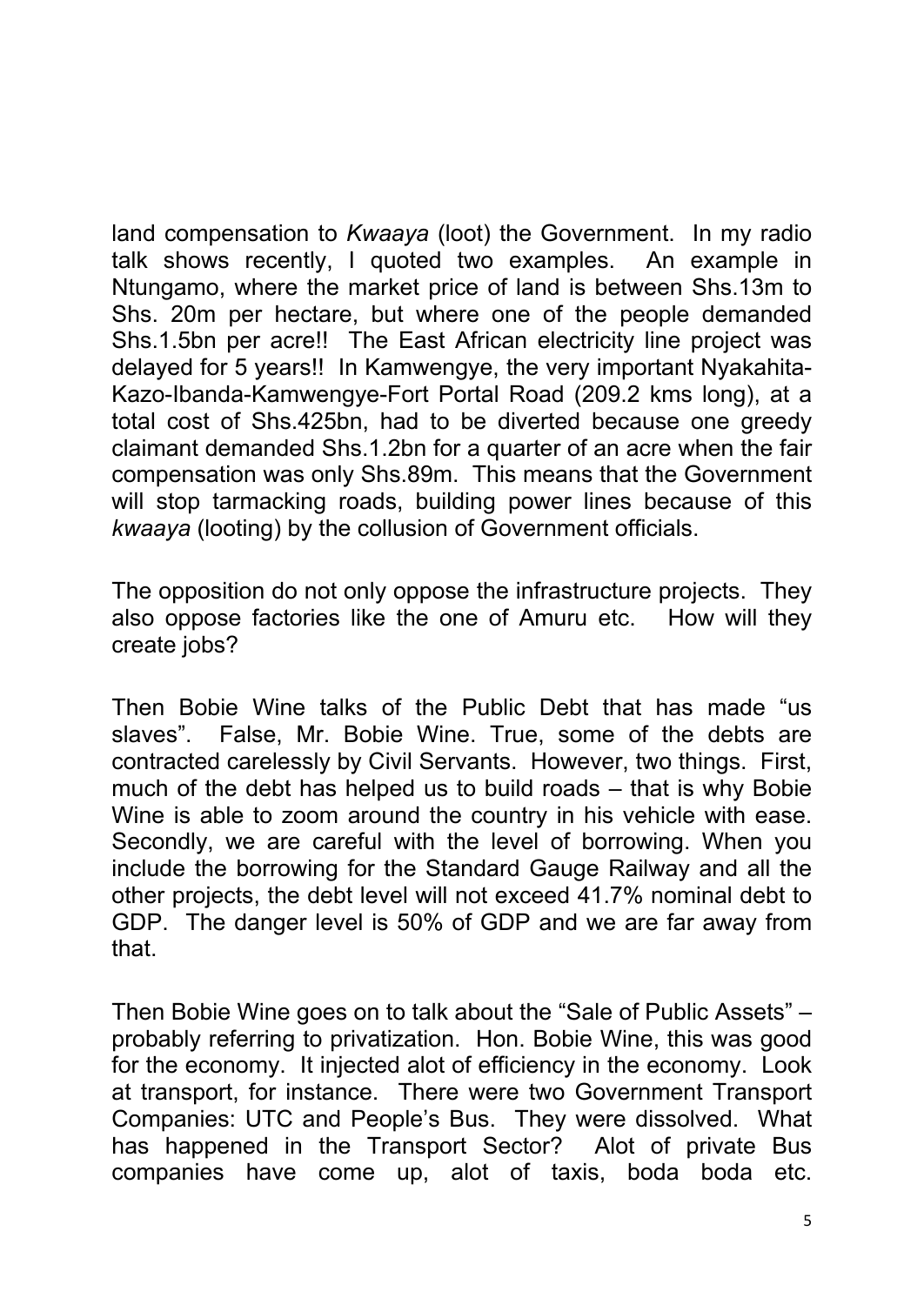land compensation to *Kwaaya* (loot) the Government. In my radio talk shows recently, I quoted two examples. An example in Ntungamo, where the market price of land is between Shs.13m to Shs. 20m per hectare, but where one of the people demanded Shs.1.5bn per acre!! The East African electricity line project was delayed for 5 years!! In Kamwengye, the very important Nyakahita-Kazo-Ibanda-Kamwengye-Fort Portal Road (209.2 kms long), at a total cost of Shs.425bn, had to be diverted because one greedy claimant demanded Shs.1.2bn for a quarter of an acre when the fair compensation was only Shs.89m. This means that the Government will stop tarmacking roads, building power lines because of this *kwaaya* (looting) by the collusion of Government officials.

The opposition do not only oppose the infrastructure projects. They also oppose factories like the one of Amuru etc. How will they create jobs?

Then Bobie Wine talks of the Public Debt that has made "us slaves". False, Mr. Bobie Wine. True, some of the debts are contracted carelessly by Civil Servants. However, two things. First, much of the debt has helped us to build roads – that is why Bobie Wine is able to zoom around the country in his vehicle with ease. Secondly, we are careful with the level of borrowing. When you include the borrowing for the Standard Gauge Railway and all the other projects, the debt level will not exceed 41.7% nominal debt to GDP. The danger level is 50% of GDP and we are far away from that.

Then Bobie Wine goes on to talk about the "Sale of Public Assets" – probably referring to privatization. Hon. Bobie Wine, this was good for the economy. It injected alot of efficiency in the economy. Look at transport, for instance. There were two Government Transport Companies: UTC and People's Bus. They were dissolved. What has happened in the Transport Sector? Alot of private Bus companies have come up, alot of taxis, boda boda etc.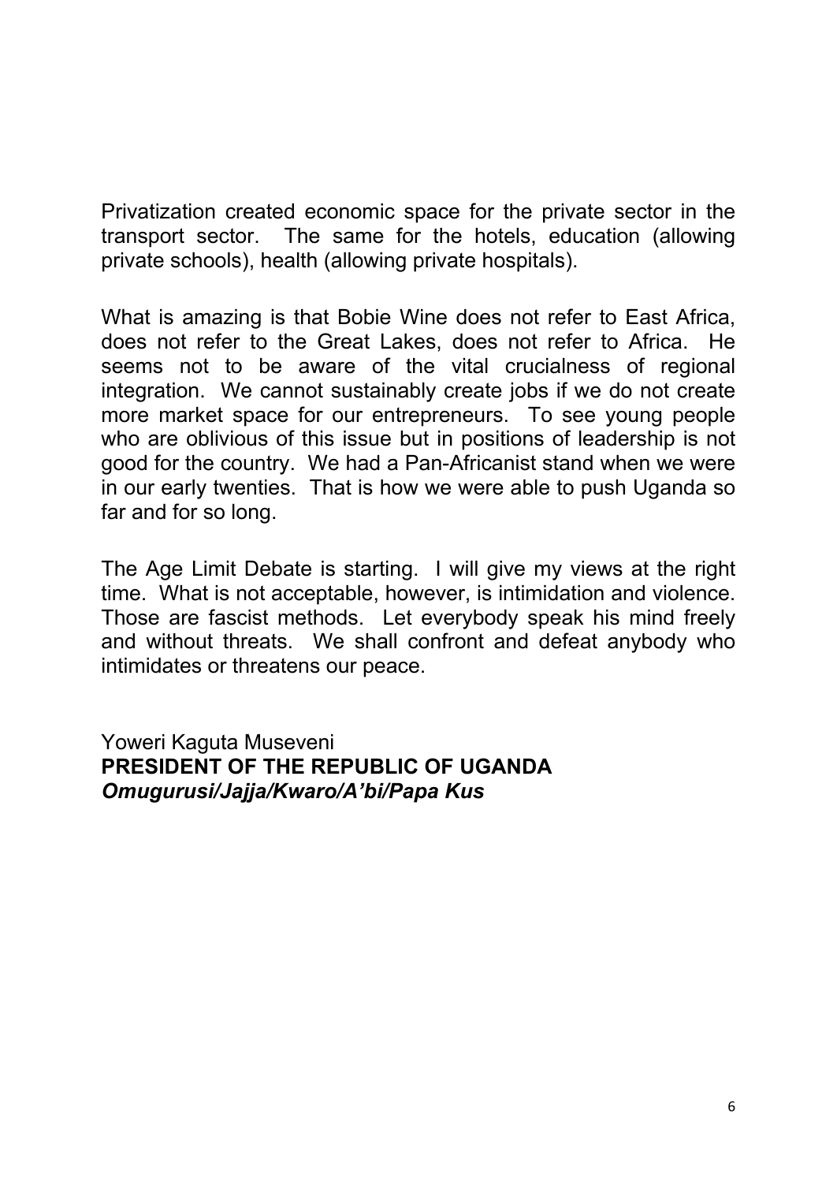Privatization created economic space for the private sector in the transport sector. The same for the hotels, education (allowing private schools), health (allowing private hospitals).

What is amazing is that Bobie Wine does not refer to East Africa, does not refer to the Great Lakes, does not refer to Africa. He seems not to be aware of the vital crucialness of regional integration. We cannot sustainably create jobs if we do not create more market space for our entrepreneurs. To see young people who are oblivious of this issue but in positions of leadership is not good for the country. We had a Pan-Africanist stand when we were in our early twenties. That is how we were able to push Uganda so far and for so long.

The Age Limit Debate is starting. I will give my views at the right time. What is not acceptable, however, is intimidation and violence. Those are fascist methods. Let everybody speak his mind freely and without threats. We shall confront and defeat anybody who intimidates or threatens our peace.

Yoweri Kaguta Museveni
**PRESIDENT OF THE REPUBLIC OF UGANDA**
***Omugurusi/Jajja/Kwaro/A'bi/Papa Kus***